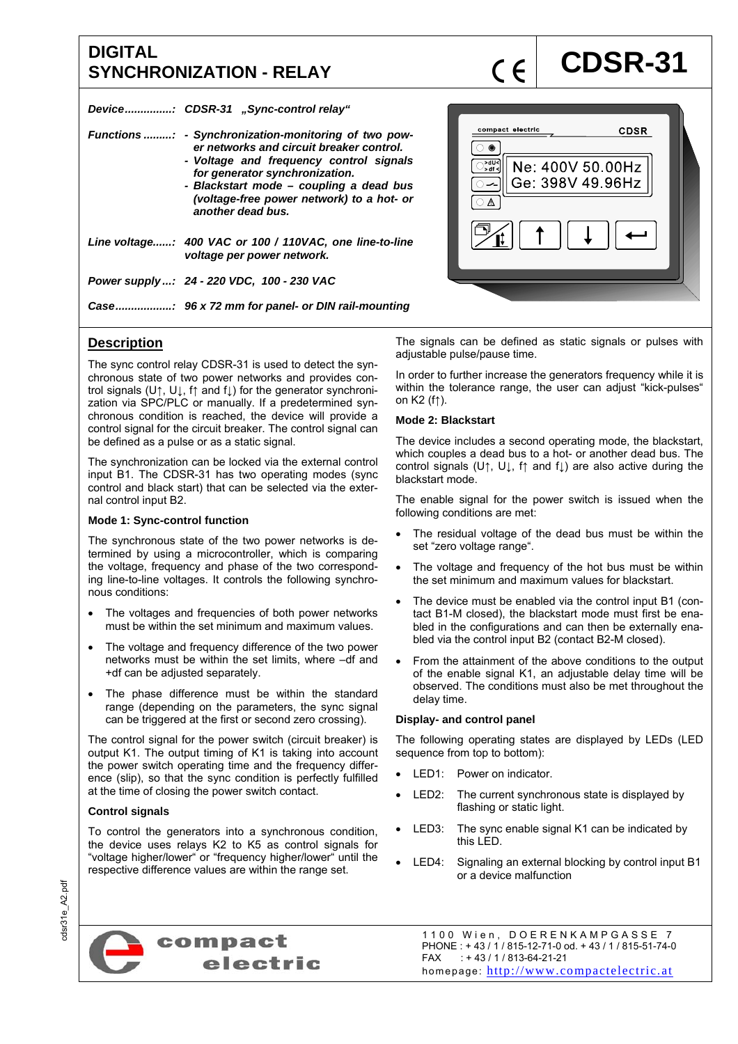# DIGITAL SYNCHRONIZATION - RELAY

# CDSR-31

***Device...............:*** ***CDSR-31 „Sync-control relay"***

***Functions .........:***
- ***Synchronization-monitoring of two power networks and circuit breaker control.***
- ***Voltage and frequency control signals for generator synchronization.***
- ***Blackstart mode – coupling a dead bus (voltage-free power network) to a hot- or another dead bus.***

***Line voltage......:*** ***400 VAC or 100 / 110VAC, one line-to-line voltage per power network.***

***Power supply...:*** ***24 - 220 VDC, 100 - 230 VAC***

***Case..................:*** ***96 x 72 mm for panel- or DIN rail-mounting***

## Description

The sync control relay CDSR-31 is used to detect the synchronous state of two power networks and provides control signals (U↑, U↓, f↑ and f↓) for the generator synchronization via SPC/PLC or manually. If a predetermined synchronous condition is reached, the device will provide a control signal for the circuit breaker. The control signal can be defined as a pulse or as a static signal.

The synchronization can be locked via the external control input B1. The CDSR-31 has two operating modes (sync control and black start) that can be selected via the external control input B2.

### Mode 1: Sync-control function

The synchronous state of the two power networks is determined by using a microcontroller, which is comparing the voltage, frequency and phase of the two corresponding line-to-line voltages. It controls the following synchronous conditions:

- The voltages and frequencies of both power networks must be within the set minimum and maximum values.
- The voltage and frequency difference of the two power networks must be within the set limits, where –df and +df can be adjusted separately.
- The phase difference must be within the standard range (depending on the parameters, the sync signal can be triggered at the first or second zero crossing).

The control signal for the power switch (circuit breaker) is output K1. The output timing of K1 is taking into account the power switch operating time and the frequency difference (slip), so that the sync condition is perfectly fulfilled at the time of closing the power switch contact.

### Control signals

To control the generators into a synchronous condition, the device uses relays K2 to K5 as control signals for "voltage higher/lower" or "frequency higher/lower" until the respective difference values are within the range set.

The signals can be defined as static signals or pulses with adjustable pulse/pause time.

In order to further increase the generators frequency while it is within the tolerance range, the user can adjust "kick-pulses" on K2 (f↑).

### Mode 2: Blackstart

The device includes a second operating mode, the blackstart, which couples a dead bus to a hot- or another dead bus. The control signals (U↑, U↓, f↑ and f↓) are also active during the blackstart mode.

The enable signal for the power switch is issued when the following conditions are met:

- The residual voltage of the dead bus must be within the set "zero voltage range".
- The voltage and frequency of the hot bus must be within the set minimum and maximum values for blackstart.
- The device must be enabled via the control input B1 (contact B1-M closed), the blackstart mode must first be enabled in the configurations and can then be externally enabled via the control input B2 (contact B2-M closed).
- From the attainment of the above conditions to the output of the enable signal K1, an adjustable delay time will be observed. The conditions must also be met throughout the delay time.

### Display- and control panel

The following operating states are displayed by LEDs (LED sequence from top to bottom):

- LED1: Power on indicator.
- LED2: The current synchronous state is displayed by flashing or static light.
- LED3: The sync enable signal K1 can be indicated by this LED.
- LED4: Signaling an external blocking by control input B1 or a device malfunction

compact electric

1100 Wien, DOERENKAMPGASSE 7
PHONE : + 43 / 1 / 815-12-71-0 od. + 43 / 1 / 815-51-74-0
FAX : + 43 / 1 / 813-64-21-21
homepage: http://www.compactelectric.at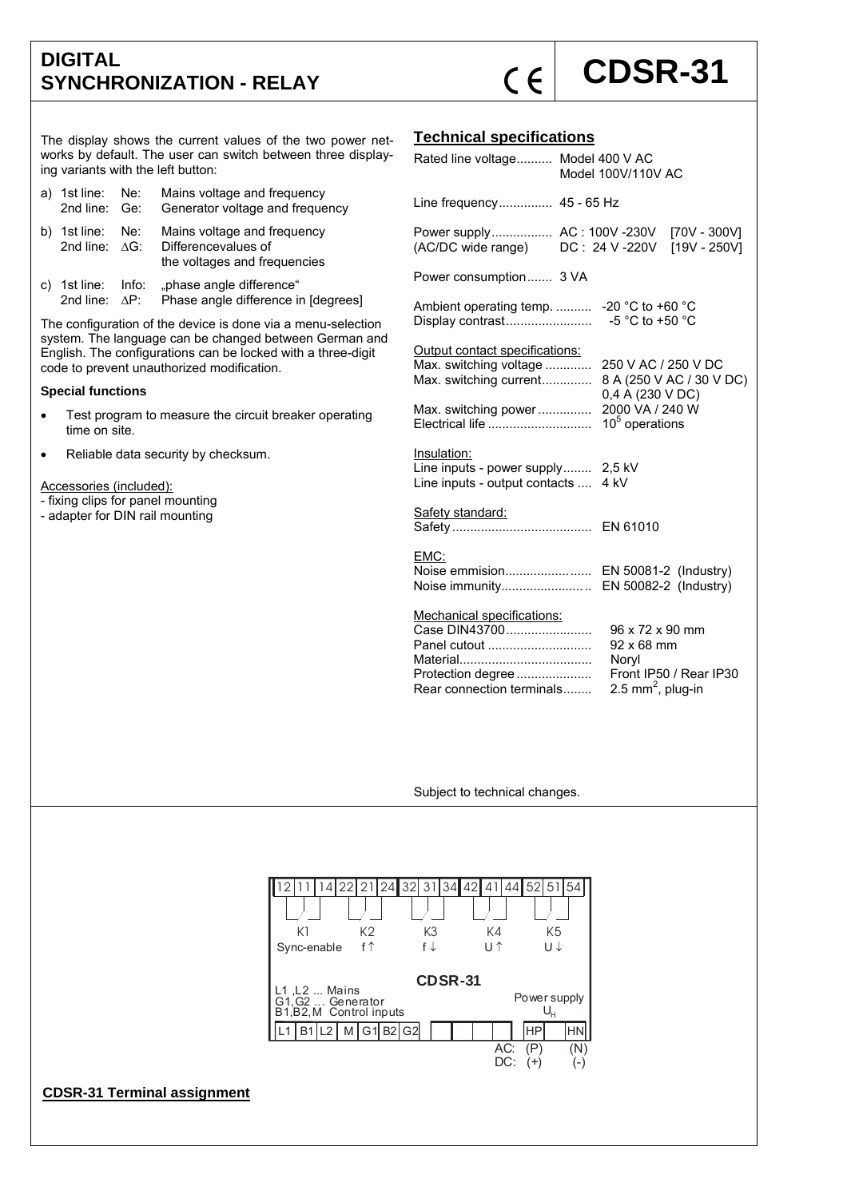# DIGITAL SYNCHRONIZATION - RELAY

# CDSR-31

The display shows the current values of the two power networks by default. The user can switch between three displaying variants with the left button:

a) 1st line: Ne: Mains voltage and frequency
   2nd line: Ge: Generator voltage and frequency

b) 1st line: Ne: Mains voltage and frequency
   2nd line: ∆G: Differencevalues of the voltages and frequencies

c) 1st line: Info: „phase angle difference"
   2nd line: ∆P: Phase angle difference in [degrees]

The configuration of the device is done via a menu-selection system. The language can be changed between German and English. The configurations can be locked with a three-digit code to prevent unauthorized modification.

**Special functions**

- Test program to measure the circuit breaker operating time on site.
- Reliable data security by checksum.

Accessories (included):
- fixing clips for panel mounting
- adapter for DIN rail mounting

## Technical specifications

| | |
|---|---|
| Rated line voltage | Model 400 V AC<br>Model 100V/110V AC |
| Line frequency | 45 - 65 Hz |
| Power supply (AC/DC wide range) | AC : 100V -230V [70V - 300V]<br>DC : 24 V -220V [19V - 250V] |
| Power consumption | 3 VA |
| Ambient operating temp. | -20 °C to +60 °C |
| Display contrast | -5 °C to +50 °C |

Output contact specifications:

| | |
|---|---|
| Max. switching voltage | 250 V AC / 250 V DC |
| Max. switching current | 8 A (250 V AC / 30 V DC)<br>0,4 A (230 V DC) |
| Max. switching power | 2000 VA / 240 W |
| Electrical life | $10^5$ operations |

Insulation:

| | |
|---|---|
| Line inputs - power supply | 2,5 kV |
| Line inputs - output contacts | 4 kV |

Safety standard:

| | |
|---|---|
| Safety | EN 61010 |

EMC:

| | |
|---|---|
| Noise emmision | EN 50081-2 (Industry) |
| Noise immunity | EN 50082-2 (Industry) |

Mechanical specifications:

| | |
|---|---|
| Case DIN43700 | 96 x 72 x 90 mm |
| Panel cutout | 92 x 68 mm |
| Material | Noryl |
| Protection degree | Front IP50 / Rear IP30 |
| Rear connection terminals | 2.5 $mm^2$, plug-in |

Subject to technical changes.

Terminals (top): 12 11 14 | 22 21 24 | 32 31 34 | 42 41 44 | 52 51 54

K1 Sync-enable, K2 f↑, K3 f↓, K4 U↑, K5 U↓

CDSR-31

L1 ,L2 ... Mains
G1,G2 ... Generator
B1,B2,M Control inputs

Power supply $U_H$

Terminals (bottom): L1 B1 L2 M G1 B2 G2 ... HP HN

AC: (P) (N)
DC: (+) (-)

**CDSR-31 Terminal assignment**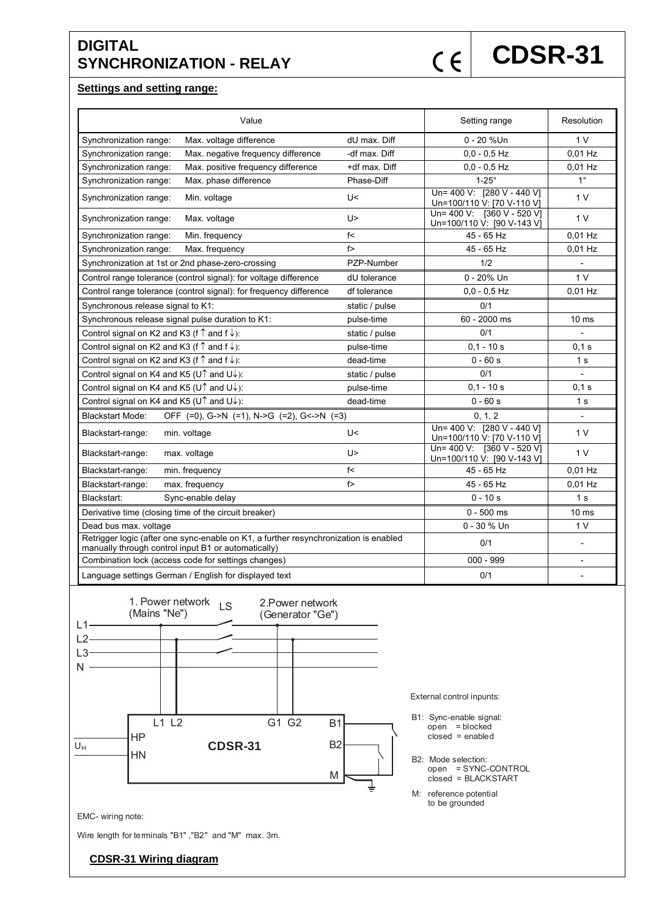# DIGITAL SYNCHRONIZATION - RELAY

# CDSR-31

## Settings and setting range:

| Value | | | Setting range | Resolution |
|---|---|---|---|---|
| Synchronization range: | Max. voltage difference | dU max. Diff | 0 - 20 %Un | 1 V |
| Synchronization range: | Max. negative frequency difference | -df max. Diff | 0,0 - 0,5 Hz | 0,01 Hz |
| Synchronization range: | Max. positive frequency difference | +df max. Diff | 0,0 - 0,5 Hz | 0,01 Hz |
| Synchronization range: | Max. phase difference | Phase-Diff | 1-25° | 1° |
| Synchronization range: | Min. voltage | U< | Un= 400 V: [280 V - 440 V] Un=100/110 V: [70 V-110 V] | 1 V |
| Synchronization range: | Max. voltage | U> | Un= 400 V: [360 V - 520 V] Un=100/110 V: [90 V-143 V] | 1 V |
| Synchronization range: | Min. frequency | f< | 45 - 65 Hz | 0,01 Hz |
| Synchronization range: | Max. frequency | f> | 45 - 65 Hz | 0,01 Hz |
| Synchronization at 1st or 2nd phase-zero-crossing | | PZP-Number | 1/2 | - |
| Control range tolerance (control signal): for voltage difference | | dU tolerance | 0 - 20% Un | 1 V |
| Control range tolerance (control signal): for frequency difference | | df tolerance | 0,0 - 0,5 Hz | 0,01 Hz |
| Synchronous release signal to K1: | | static / pulse | 0/1 | |
| Synchronous release signal pulse duration to K1: | | pulse-time | 60 - 2000 ms | 10 ms |
| Control signal on K2 and K3 (f↑ and f↓): | | static / pulse | 0/1 | - |
| Control signal on K2 and K3 (f↑ and f↓): | | pulse-time | 0,1 - 10 s | 0,1 s |
| Control signal on K2 and K3 (f↑ and f↓): | | dead-time | 0 - 60 s | 1 s |
| Control signal on K4 and K5 (U↑ and U↓): | | static / pulse | 0/1 | - |
| Control signal on K4 and K5 (U↑ and U↓): | | pulse-time | 0,1 - 10 s | 0,1 s |
| Control signal on K4 and K5 (U↑ and U↓): | | dead-time | 0 - 60 s | 1 s |
| Blackstart Mode: | OFF (=0), G->N (=1), N->G (=2), G<->N (=3) | | 0, 1, 2 | - |
| Blackstart-range: | min. voltage | U< | Un= 400 V: [280 V - 440 V] Un=100/110 V: [70 V-110 V] | 1 V |
| Blackstart-range: | max. voltage | U> | Un= 400 V: [360 V - 520 V] Un=100/110 V: [90 V-143 V] | 1 V |
| Blackstart-range: | min. frequency | f< | 45 - 65 Hz | 0,01 Hz |
| Blackstart-range: | max. frequency | f> | 45 - 65 Hz | 0,01 Hz |
| Blackstart: | Sync-enable delay | | 0 - 10 s | 1 s |
| Derivative time (closing time of the circuit breaker) | | | 0 - 500 ms | 10 ms |
| Dead bus max. voltage | | | 0 - 30 % Un | 1 V |
| Retrigger logic (after one sync-enable on K1, a further resynchronization is enabled manually through control input B1 or automatically) | | | 0/1 | - |
| Combination lock (access code for settings changes) | | | 000 - 999 | - |
| Language settings German / English for displayed text | | | 0/1 | - |

1. Power network (Mains "Ne") LS 2.Power network (Generator "Ge")

L1 L2 L3 N

L1 L2 G1 G2 B1 B2 M HP HN CDSR-31 $U_H$

External control inpunts:

B1: Sync-enable signal:
open = blocked
closed = enabled

B2: Mode selection:
open = SYNC-CONTROL
closed = BLACKSTART

M: reference potential to be grounded

EMC- wiring note:

Wire length for terminals "B1" ,"B2" and "M" max. 3m.

**CDSR-31 Wiring diagram**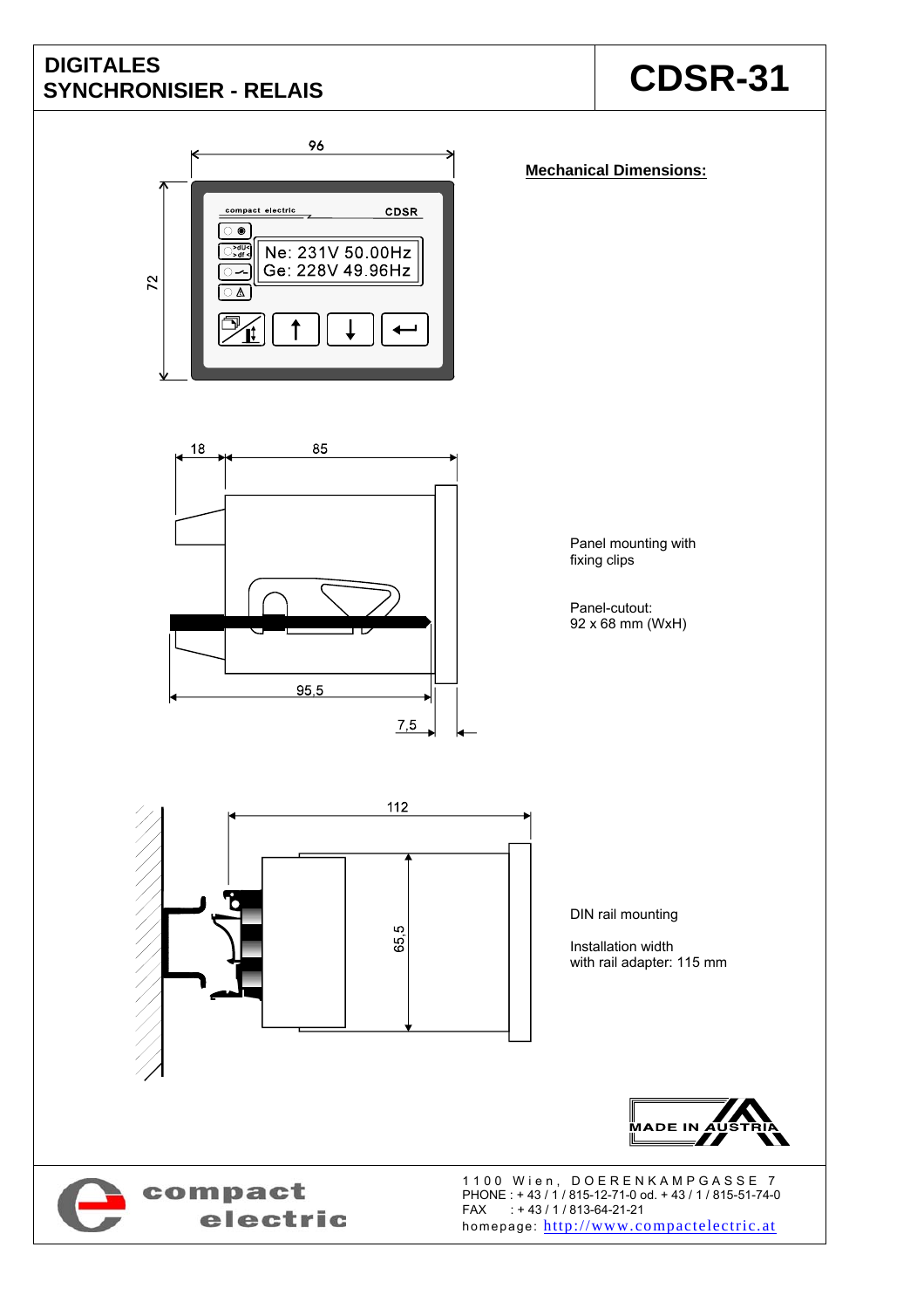# DIGITALES SYNCHRONISIER - RELAIS

# CDSR-31

**Mechanical Dimensions:**

96

72

compact electric

CDSR

Ne: 231V 50.00Hz
Ge: 228V 49.96Hz

18

85

95,5

7,5

Panel mounting with fixing clips

Panel-cutout:
92 x 68 mm (WxH)

112

65,5

DIN rail mounting

Installation width
with rail adapter: 115 mm

MADE IN AUSTRIA

compact electric

1100 Wien, DOERENKAMPGASSE 7
PHONE : + 43 / 1 / 815-12-71-0 od. + 43 / 1 / 815-51-74-0
FAX : + 43 / 1 / 813-64-21-21
homepage: http://www.compactelectric.at